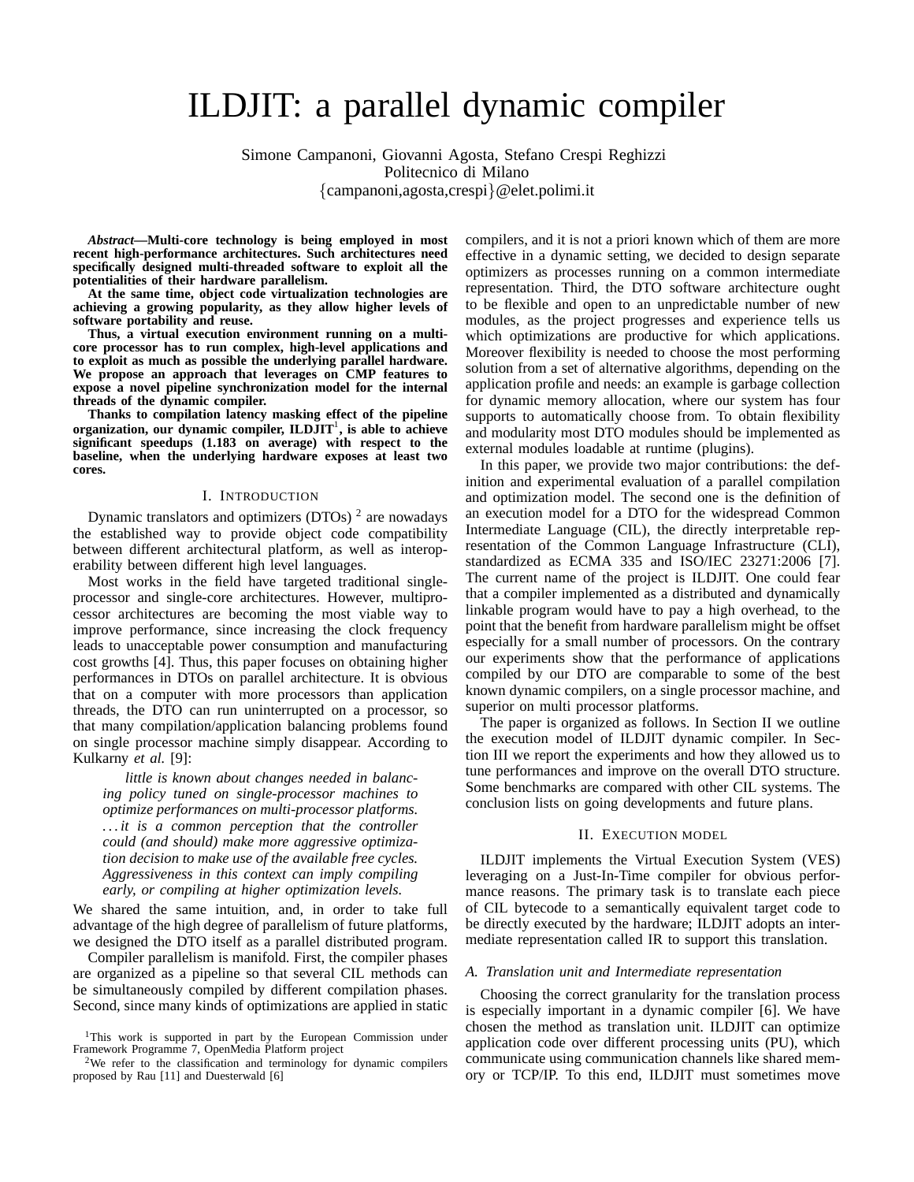# ILDJIT: a parallel dynamic compiler

Simone Campanoni, Giovanni Agosta, Stefano Crespi Reghizzi
Politecnico di Milano
{campanoni,agosta,crespi}@elet.polimi.it

***Abstract*—Multi-core technology is being employed in most recent high-performance architectures. Such architectures need specifically designed multi-threaded software to exploit all the potentialities of their hardware parallelism.**

**At the same time, object code virtualization technologies are achieving a growing popularity, as they allow higher levels of software portability and reuse.**

**Thus, a virtual execution environment running on a multi-core processor has to run complex, high-level applications and to exploit as much as possible the underlying parallel hardware. We propose an approach that leverages on CMP features to expose a novel pipeline synchronization model for the internal threads of the dynamic compiler.**

**Thanks to compilation latency masking effect of the pipeline organization, our dynamic compiler, ILDJIT[1], is able to achieve significant speedups (1.183 on average) with respect to the baseline, when the underlying hardware exposes at least two cores.**

## I. Introduction

Dynamic translators and optimizers (DTOs) [2] are nowadays the established way to provide object code compatibility between different architectural platform, as well as interoperability between different high level languages.

Most works in the field have targeted traditional single-processor and single-core architectures. However, multiprocessor architectures are becoming the most viable way to improve performance, since increasing the clock frequency leads to unacceptable power consumption and manufacturing cost growths [4]. Thus, this paper focuses on obtaining higher performances in DTOs on parallel architecture. It is obvious that on a computer with more processors than application threads, the DTO can run uninterrupted on a processor, so that many compilation/application balancing problems found on single processor machine simply disappear. According to Kulkarny *et al.* [9]:

> *little is known about changes needed in balancing policy tuned on single-processor machines to optimize performances on multi-processor platforms. . . . it is a common perception that the controller could (and should) make more aggressive optimization decision to make use of the available free cycles. Aggressiveness in this context can imply compiling early, or compiling at higher optimization levels.*

We shared the same intuition, and, in order to take full advantage of the high degree of parallelism of future platforms, we designed the DTO itself as a parallel distributed program.

Compiler parallelism is manifold. First, the compiler phases are organized as a pipeline so that several CIL methods can be simultaneously compiled by different compilation phases. Second, since many kinds of optimizations are applied in static compilers, and it is not a priori known which of them are more effective in a dynamic setting, we decided to design separate optimizers as processes running on a common intermediate representation. Third, the DTO software architecture ought to be flexible and open to an unpredictable number of new modules, as the project progresses and experience tells us which optimizations are productive for which applications. Moreover flexibility is needed to choose the most performing solution from a set of alternative algorithms, depending on the application profile and needs: an example is garbage collection for dynamic memory allocation, where our system has four supports to automatically choose from. To obtain flexibility and modularity most DTO modules should be implemented as external modules loadable at runtime (plugins).

In this paper, we provide two major contributions: the definition and experimental evaluation of a parallel compilation and optimization model. The second one is the definition of an execution model for a DTO for the widespread Common Intermediate Language (CIL), the directly interpretable representation of the Common Language Infrastructure (CLI), standardized as ECMA 335 and ISO/IEC 23271:2006 [7]. The current name of the project is ILDJIT. One could fear that a compiler implemented as a distributed and dynamically linkable program would have to pay a high overhead, to the point that the benefit from hardware parallelism might be offset especially for a small number of processors. On the contrary our experiments show that the performance of applications compiled by our DTO are comparable to some of the best known dynamic compilers, on a single processor machine, and superior on multi processor platforms.

The paper is organized as follows. In Section II we outline the execution model of ILDJIT dynamic compiler. In Section III we report the experiments and how they allowed us to tune performances and improve on the overall DTO structure. Some benchmarks are compared with other CIL systems. The conclusion lists on going developments and future plans.

## II. Execution model

ILDJIT implements the Virtual Execution System (VES) leveraging on a Just-In-Time compiler for obvious performance reasons. The primary task is to translate each piece of CIL bytecode to a semantically equivalent target code to be directly executed by the hardware; ILDJIT adopts an intermediate representation called IR to support this translation.

### *A. Translation unit and Intermediate representation*

Choosing the correct granularity for the translation process is especially important in a dynamic compiler [6]. We have chosen the method as translation unit. ILDJIT can optimize application code over different processing units (PU), which communicate using communication channels like shared memory or TCP/IP. To this end, ILDJIT must sometimes move

[1] This work is supported in part by the European Commission under Framework Programme 7, OpenMedia Platform project

[2] We refer to the classification and terminology for dynamic compilers proposed by Rau [11] and Duesterwald [6]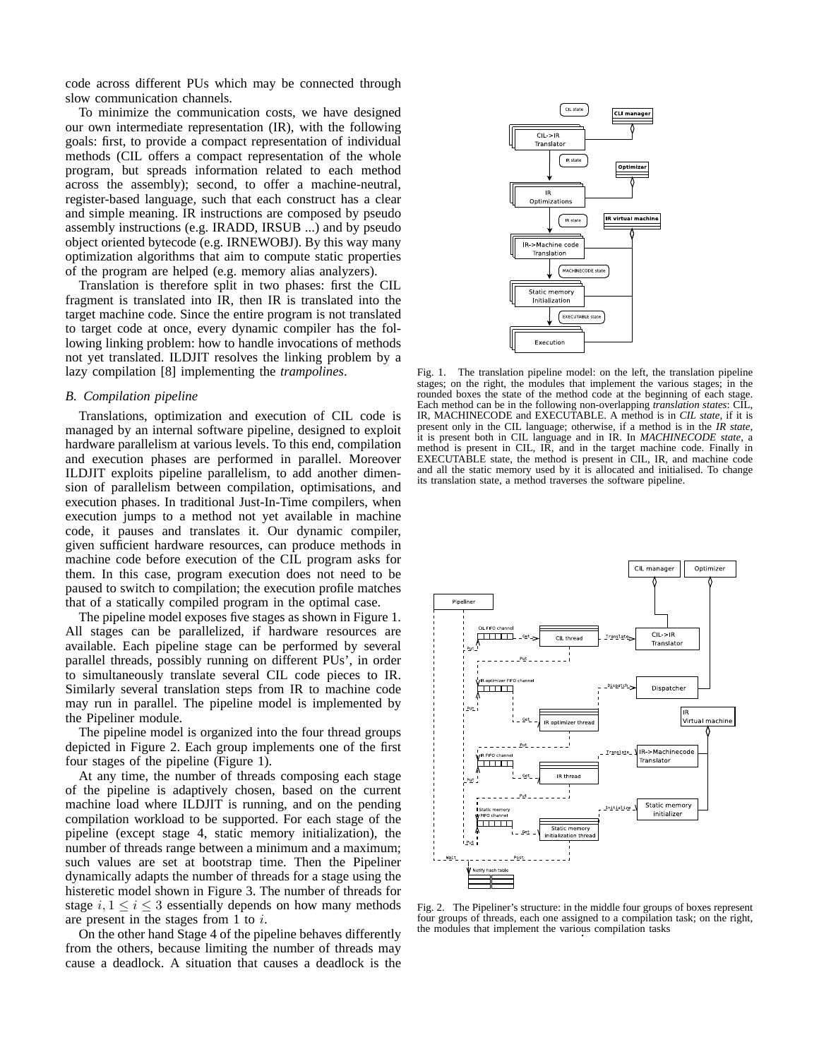code across different PUs which may be connected through slow communication channels.

To minimize the communication costs, we have designed our own intermediate representation (IR), with the following goals: first, to provide a compact representation of individual methods (CIL offers a compact representation of the whole program, but spreads information related to each method across the assembly); second, to offer a machine-neutral, register-based language, such that each construct has a clear and simple meaning. IR instructions are composed by pseudo assembly instructions (e.g. IRADD, IRSUB ...) and by pseudo object oriented bytecode (e.g. IRNEWOBJ). By this way many optimization algorithms that aim to compute static properties of the program are helped (e.g. memory alias analyzers).

Translation is therefore split in two phases: first the CIL fragment is translated into IR, then IR is translated into the target machine code. Since the entire program is not translated to target code at once, every dynamic compiler has the following linking problem: how to handle invocations of methods not yet translated. ILDJIT resolves the linking problem by a lazy compilation [8] implementing the *trampolines*.

### B. Compilation pipeline

Translations, optimization and execution of CIL code is managed by an internal software pipeline, designed to exploit hardware parallelism at various levels. To this end, compilation and execution phases are performed in parallel. Moreover ILDJIT exploits pipeline parallelism, to add another dimension of parallelism between compilation, optimisations, and execution phases. In traditional Just-In-Time compilers, when execution jumps to a method not yet available in machine code, it pauses and translates it. Our dynamic compiler, given sufficient hardware resources, can produce methods in machine code before execution of the CIL program asks for them. In this case, program execution does not need to be paused to switch to compilation; the execution profile matches that of a statically compiled program in the optimal case.

The pipeline model exposes five stages as shown in Figure 1. All stages can be parallelized, if hardware resources are available. Each pipeline stage can be performed by several parallel threads, possibly running on different PUs', in order to simultaneously translate several CIL code pieces to IR. Similarly several translation steps from IR to machine code may run in parallel. The pipeline model is implemented by the Pipeliner module.

The pipeline model is organized into the four thread groups depicted in Figure 2. Each group implements one of the first four stages of the pipeline (Figure 1).

At any time, the number of threads composing each stage of the pipeline is adaptively chosen, based on the current machine load where ILDJIT is running, and on the pending compilation workload to be supported. For each stage of the pipeline (except stage 4, static memory initialization), the number of threads range between a minimum and a maximum; such values are set at bootstrap time. Then the Pipeliner dynamically adapts the number of threads for a stage using the histeretic model shown in Figure 3. The number of threads for stage $i, 1 \leq i \leq 3$ essentially depends on how many methods are present in the stages from 1 to $i$.

On the other hand Stage 4 of the pipeline behaves differently from the others, because limiting the number of threads may cause a deadlock. A situation that causes a deadlock is the

Fig. 1. The translation pipeline model: on the left, the translation pipeline stages; on the right, the modules that implement the various stages; in the rounded boxes the state of the method code at the beginning of each stage. Each method can be in the following non-overlapping *translation states*: CIL, IR, MACHINECODE and EXECUTABLE. A method is in *CIL state*, if it is present only in the CIL language; otherwise, if a method is in the *IR state*, it is present both in CIL language and in IR. In *MACHINECODE state*, a method is present in CIL, IR, and in the target machine code. Finally in EXECUTABLE state, the method is present in CIL, IR, and machine code and all the static memory used by it is allocated and initialised. To change its translation state, a method traverses the software pipeline.

Fig. 2. The Pipeliner's structure: in the middle four groups of boxes represent four groups of threads, each one assigned to a compilation task; on the right, the modules that implement the various compilation tasks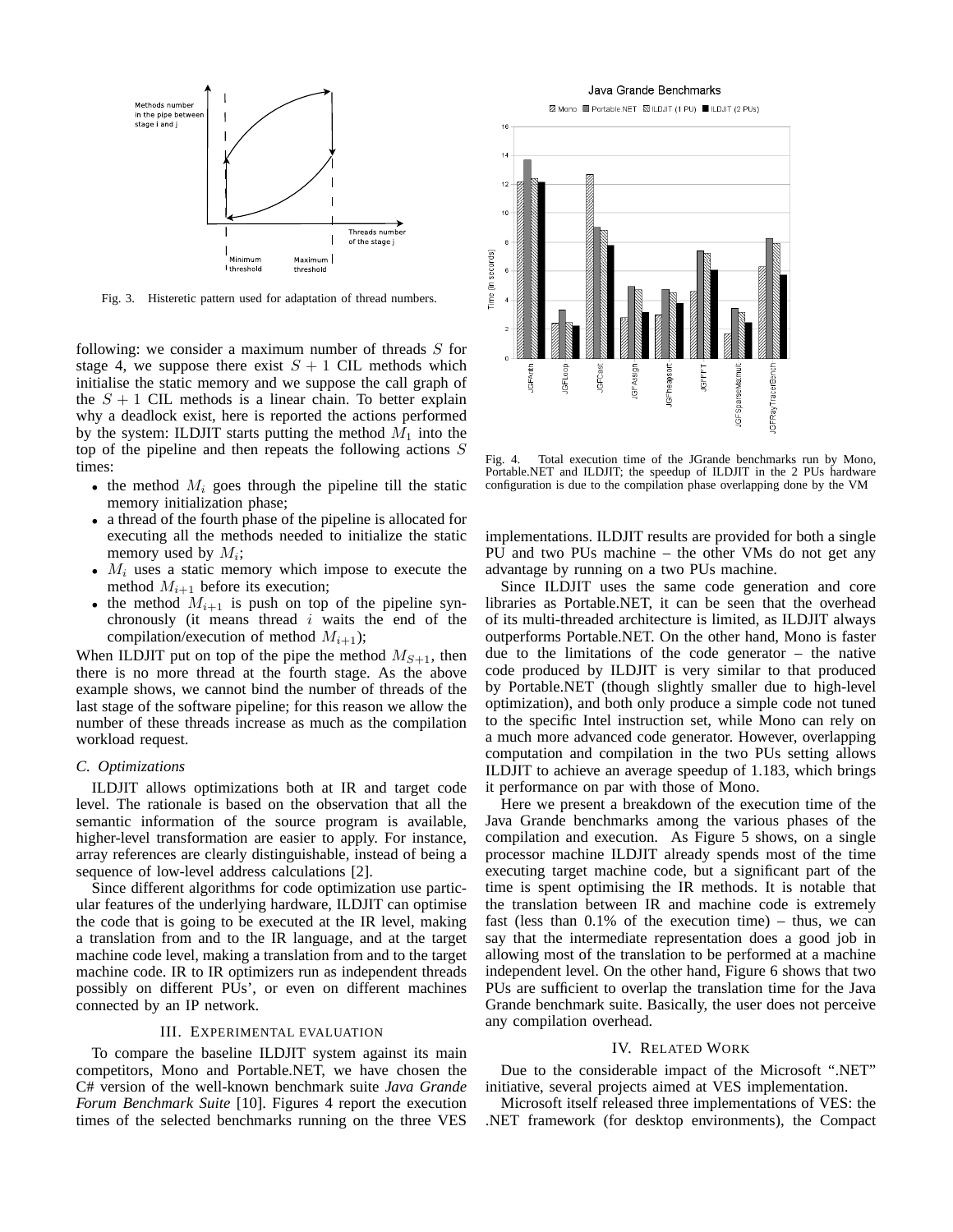Fig. 3. Histeretic pattern used for adaptation of thread numbers.

following: we consider a maximum number of threads $S$ for stage 4, we suppose there exist $S+1$ CIL methods which initialise the static memory and we suppose the call graph of the $S+1$ CIL methods is a linear chain. To better explain why a deadlock exist, here is reported the actions performed by the system: ILDJIT starts putting the method $M_1$ into the top of the pipeline and then repeats the following actions $S$ times:

- the method $M_i$ goes through the pipeline till the static memory initialization phase;
- a thread of the fourth phase of the pipeline is allocated for executing all the methods needed to initialize the static memory used by $M_i$;
- $M_i$ uses a static memory which impose to execute the method $M_{i+1}$ before its execution;
- the method $M_{i+1}$ is push on top of the pipeline synchronously (it means thread $i$ waits the end of the compilation/execution of method $M_{i+1}$);

When ILDJIT put on top of the pipe the method $M_{S+1}$, then there is no more thread at the fourth stage. As the above example shows, we cannot bind the number of threads of the last stage of the software pipeline; for this reason we allow the number of these threads increase as much as the compilation workload request.

### C. Optimizations

ILDJIT allows optimizations both at IR and target code level. The rationale is based on the observation that all the semantic information of the source program is available, higher-level transformation are easier to apply. For instance, array references are clearly distinguishable, instead of being a sequence of low-level address calculations [2].

Since different algorithms for code optimization use particular features of the underlying hardware, ILDJIT can optimise the code that is going to be executed at the IR level, making a translation from and to the IR language, and at the target machine code level, making a translation from and to the target machine code. IR to IR optimizers run as independent threads possibly on different PUs', or even on different machines connected by an IP network.

## III. Experimental evaluation

To compare the baseline ILDJIT system against its main competitors, Mono and Portable.NET, we have chosen the C# version of the well-known benchmark suite *Java Grande Forum Benchmark Suite* [10]. Figures 4 report the execution times of the selected benchmarks running on the three VES implementations. ILDJIT results are provided for both a single PU and two PUs machine – the other VMs do not get any advantage by running on a two PUs machine.

Fig. 4. Total execution time of the JGrande benchmarks run by Mono, Portable.NET and ILDJIT; the speedup of ILDJIT in the 2 PUs hardware configuration is due to the compilation phase overlapping done by the VM

Since ILDJIT uses the same code generation and core libraries as Portable.NET, it can be seen that the overhead of its multi-threaded architecture is limited, as ILDJIT always outperforms Portable.NET. On the other hand, Mono is faster due to the limitations of the code generator – the native code produced by ILDJIT is very similar to that produced by Portable.NET (though slightly smaller due to high-level optimization), and both only produce a simple code not tuned to the specific Intel instruction set, while Mono can rely on a much more advanced code generator. However, overlapping computation and compilation in the two PUs setting allows ILDJIT to achieve an average speedup of 1.183, which brings it performance on par with those of Mono.

Here we present a breakdown of the execution time of the Java Grande benchmarks among the various phases of the compilation and execution. As Figure 5 shows, on a single processor machine ILDJIT already spends most of the time executing target machine code, but a significant part of the time is spent optimising the IR methods. It is notable that the translation between IR and machine code is extremely fast (less than 0.1% of the execution time) – thus, we can say that the intermediate representation does a good job in allowing most of the translation to be performed at a machine independent level. On the other hand, Figure 6 shows that two PUs are sufficient to overlap the translation time for the Java Grande benchmark suite. Basically, the user does not perceive any compilation overhead.

## IV. Related Work

Due to the considerable impact of the Microsoft ".NET" initiative, several projects aimed at VES implementation.

Microsoft itself released three implementations of VES: the .NET framework (for desktop environments), the Compact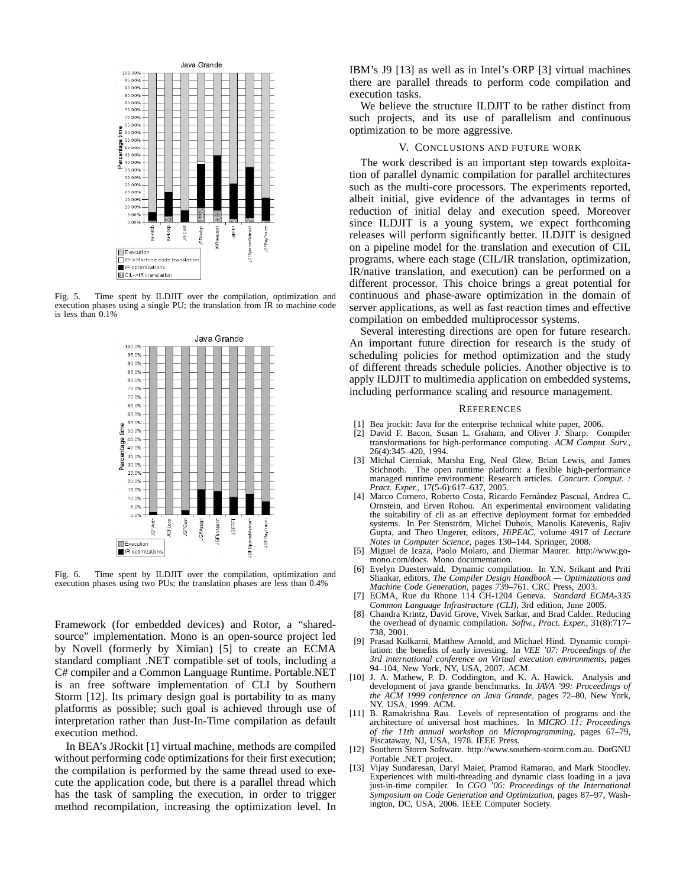Java Grande

100.00%
95.00%
90.00%
85.00%
80.00%
75.00%
70.00%
65.00%
60.00%
55.00%
50.00%
45.00%
40.00%
35.00%
30.00%
25.00%
20.00%
15.00%
10.00%
5.00%
0.00%

Percentage time

JGFArith
JGFLoop
JGFCast
JGFAssign
JGFHeapsort
JGFFFT
JGFSparseMatmult
JGFRayTracer

Execution
IR->Machine code translation
IR optimizations
CIL->IR translation

Fig. 5. Time spent by ILDJIT over the compilation, optimization and execution phases using a single PU; the translation from IR to machine code is less than 0.1%

Java Grande

100.0%
95.0%
90.0%
85.0%
80.0%
75.0%
70.0%
65.0%
60.0%
55.0%
50.0%
45.0%
40.0%
35.0%
30.0%
25.0%
20.0%
15.0%
10.0%
5.0%
0.0%

Percentage time

JGFArith
JGFLoop
JGFCast
JGFAssign
JGFHeapsort
JGFFFT
JGFSparseMatmult
JGFRayTracer

Execution
IR optimizations

Fig. 6. Time spent by ILDJIT over the compilation, optimization and execution phases using two PUs; the translation phases are less than 0.4%

Framework (for embedded devices) and Rotor, a "shared-source" implementation. Mono is an open-source project led by Novell (formerly by Ximian) [5] to create an ECMA standard compliant .NET compatible set of tools, including a C# compiler and a Common Language Runtime. Portable.NET is an free software implementation of CLI by Southern Storm [12]. Its primary design goal is portability to as many platforms as possible; such goal is achieved through use of interpretation rather than Just-In-Time compilation as default execution method.

In BEA's JRockit [1] virtual machine, methods are compiled without performing code optimizations for their first execution; the compilation is performed by the same thread used to execute the application code, but there is a parallel thread which has the task of sampling the execution, in order to trigger method recompilation, increasing the optimization level. In IBM's J9 [13] as well as in Intel's ORP [3] virtual machines there are parallel threads to perform code compilation and execution tasks.

We believe the structure ILDJIT to be rather distinct from such projects, and its use of parallelism and continuous optimization to be more aggressive.

## V. Conclusions and future work

The work described is an important step towards exploitation of parallel dynamic compilation for parallel architectures such as the multi-core processors. The experiments reported, albeit initial, give evidence of the advantages in terms of reduction of initial delay and execution speed. Moreover since ILDJIT is a young system, we expect forthcoming releases will perform significantly better. ILDJIT is designed on a pipeline model for the translation and execution of CIL programs, where each stage (CIL/IR translation, optimization, IR/native translation, and execution) can be performed on a different processor. This choice brings a great potential for continuous and phase-aware optimization in the domain of server applications, as well as fast reaction times and effective compilation on embedded multiprocessor systems.

Several interesting directions are open for future research. An important future direction for research is the study of scheduling policies for method optimization and the study of different threads schedule policies. Another objective is to apply ILDJIT to multimedia application on embedded systems, including performance scaling and resource management.

## References

[1] Bea jrockit: Java for the enterprise technical white paper, 2006.

[2] David F. Bacon, Susan L. Graham, and Oliver J. Sharp. Compiler transformations for high-performance computing. *ACM Comput. Surv.*, 26(4):345–420, 1994.

[3] Michal Cierniak, Marsha Eng, Neal Glew, Brian Lewis, and James Stichnoth. The open runtime platform: a flexible high-performance managed runtime environment: Research articles. *Concurr. Comput. : Pract. Exper.*, 17(5-6):617–637, 2005.

[4] Marco Cornero, Roberto Costa, Ricardo Fernández Pascual, Andrea C. Ornstein, and Erven Rohou. An experimental environment validating the suitability of cli as an effective deployment format for embedded systems. In Per Stenström, Michel Dubois, Manolis Katevenis, Rajiv Gupta, and Theo Ungerer, editors, *HiPEAC*, volume 4917 of *Lecture Notes in Computer Science*, pages 130–144. Springer, 2008.

[5] Miguel de Icaza, Paolo Molaro, and Dietmar Maurer. http://www.go-mono.com/docs. Mono documentation.

[6] Evelyn Duesterwald. Dynamic compilation. In Y.N. Srikant and Priti Shankar, editors, *The Compiler Design Handbook — Optimizations and Machine Code Generation*, pages 739–761. CRC Press, 2003.

[7] ECMA, Rue du Rhone 114 CH-1204 Geneva. *Standard ECMA-335 Common Language Infrastructure (CLI)*, 3rd edition, June 2005.

[8] Chandra Krintz, David Grove, Vivek Sarkar, and Brad Calder. Reducing the overhead of dynamic compilation. *Softw., Pract. Exper.*, 31(8):717–738, 2001.

[9] Prasad Kulkarni, Matthew Arnold, and Michael Hind. Dynamic compilation: the benefits of early investing. In *VEE '07: Proceedings of the 3rd international conference on Virtual execution environments*, pages 94–104, New York, NY, USA, 2007. ACM.

[10] J. A. Mathew, P. D. Coddington, and K. A. Hawick. Analysis and development of java grande benchmarks. In *JAVA '99: Proceedings of the ACM 1999 conference on Java Grande*, pages 72–80, New York, NY, USA, 1999. ACM.

[11] B. Ramakrishna Rau. Levels of representation of programs and the architecture of universal host machines. In *MICRO 11: Proceedings of the 11th annual workshop on Microprogramming*, pages 67–79, Piscataway, NJ, USA, 1978. IEEE Press.

[12] Southern Storm Software. http://www.southern-storm.com.au. DotGNU Portable .NET project.

[13] Vijay Sundaresan, Daryl Maier, Pramod Ramarao, and Mark Stoodley. Experiences with multi-threading and dynamic class loading in a java just-in-time compiler. In *CGO '06: Proceedings of the International Symposium on Code Generation and Optimization*, pages 87–97, Washington, DC, USA, 2006. IEEE Computer Society.